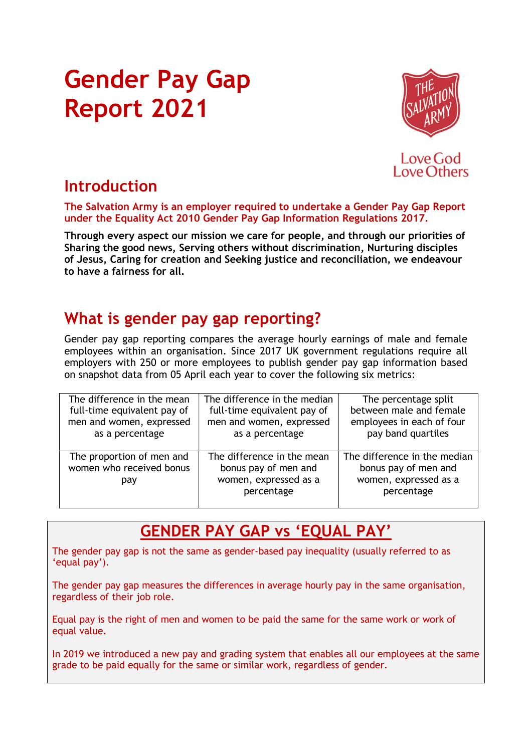# Gender Pay Gap Report 2021

Love God Love Others

## Introduction

**The Salvation Army is an employer required to undertake a Gender Pay Gap Report under the Equality Act 2010 Gender Pay Gap Information Regulations 2017.**

**Through every aspect our mission we care for people, and through our priorities of Sharing the good news, Serving others without discrimination, Nurturing disciples of Jesus, Caring for creation and Seeking justice and reconciliation, we endeavour to have a fairness for all.**

## What is gender pay gap reporting?

Gender pay gap reporting compares the average hourly earnings of male and female employees within an organisation. Since 2017 UK government regulations require all employers with 250 or more employees to publish gender pay gap information based on snapshot data from 05 April each year to cover the following six metrics:

| | | |
|---|---|---|
| The difference in the mean full-time equivalent pay of men and women, expressed as a percentage | The difference in the median full-time equivalent pay of men and women, expressed as a percentage | The percentage split between male and female employees in each of four pay band quartiles |
| The proportion of men and women who received bonus pay | The difference in the mean bonus pay of men and women, expressed as a percentage | The difference in the median bonus pay of men and women, expressed as a percentage |

## GENDER PAY GAP vs 'EQUAL PAY'

The gender pay gap is not the same as gender-based pay inequality (usually referred to as 'equal pay').

The gender pay gap measures the differences in average hourly pay in the same organisation, regardless of their job role.

Equal pay is the right of men and women to be paid the same for the same work or work of equal value.

In 2019 we introduced a new pay and grading system that enables all our employees at the same grade to be paid equally for the same or similar work, regardless of gender.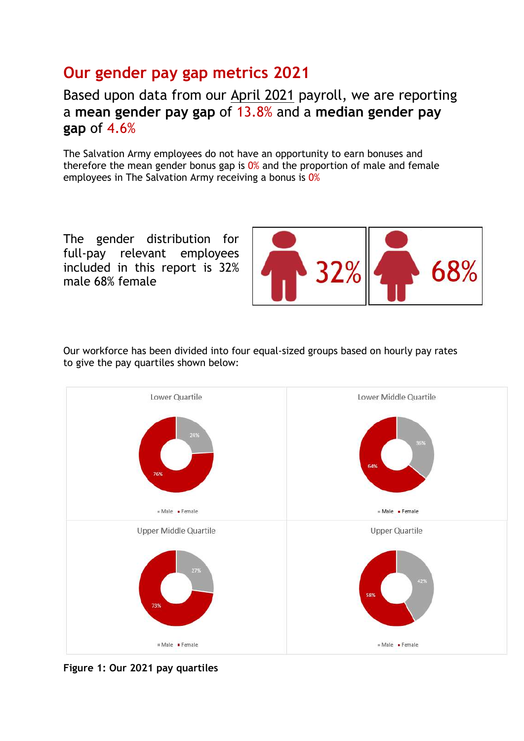# Our gender pay gap metrics 2021

## Based upon data from our April 2021 payroll, we are reporting a **mean gender pay gap** of 13.8% and a **median gender pay gap** of 4.6%

The Salvation Army employees do not have an opportunity to earn bonuses and therefore the mean gender bonus gap is 0% and the proportion of male and female employees in The Salvation Army receiving a bonus is 0%

The gender distribution for full-pay relevant employees included in this report is 32% male 68% female

32%

68%

Our workforce has been divided into four equal-sized groups based on hourly pay rates to give the pay quartiles shown below:

| Quartile | Male | Female |
|---|---|---|
| Lower Quartile | 24% | 76% |
| Lower Middle Quartile | 36% | 64% |
| Upper Middle Quartile | 27% | 73% |
| Upper Quartile | 42% | 58% |

**Figure 1: Our 2021 pay quartiles**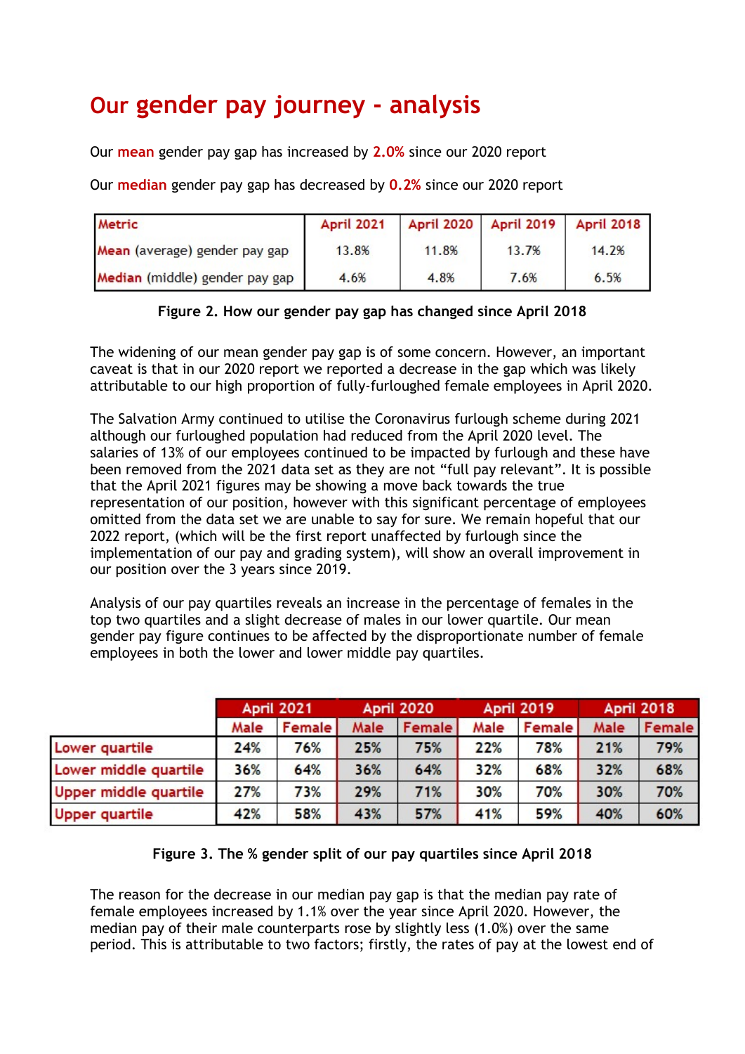# Our gender pay journey - analysis

Our **mean** gender pay gap has increased by **2.0%** since our 2020 report

Our **median** gender pay gap has decreased by **0.2%** since our 2020 report

| Metric | April 2021 | April 2020 | April 2019 | April 2018 |
|---|---|---|---|---|
| **Mean** (average) gender pay gap | 13.8% | 11.8% | 13.7% | 14.2% |
| **Median** (middle) gender pay gap | 4.6% | 4.8% | 7.6% | 6.5% |

**Figure 2. How our gender pay gap has changed since April 2018**

The widening of our mean gender pay gap is of some concern. However, an important caveat is that in our 2020 report we reported a decrease in the gap which was likely attributable to our high proportion of fully-furloughed female employees in April 2020.

The Salvation Army continued to utilise the Coronavirus furlough scheme during 2021 although our furloughed population had reduced from the April 2020 level. The salaries of 13% of our employees continued to be impacted by furlough and these have been removed from the 2021 data set as they are not "full pay relevant". It is possible that the April 2021 figures may be showing a move back towards the true representation of our position, however with this significant percentage of employees omitted from the data set we are unable to say for sure. We remain hopeful that our 2022 report, (which will be the first report unaffected by furlough since the implementation of our pay and grading system), will show an overall improvement in our position over the 3 years since 2019.

Analysis of our pay quartiles reveals an increase in the percentage of females in the top two quartiles and a slight decrease of males in our lower quartile. Our mean gender pay figure continues to be affected by the disproportionate number of female employees in both the lower and lower middle pay quartiles.

| | April 2021 | | April 2020 | | April 2019 | | April 2018 | |
|---|---|---|---|---|---|---|---|---|
| | Male | Female | Male | Female | Male | Female | Male | Female |
| Lower quartile | 24% | 76% | 25% | 75% | 22% | 78% | 21% | 79% |
| Lower middle quartile | 36% | 64% | 36% | 64% | 32% | 68% | 32% | 68% |
| Upper middle quartile | 27% | 73% | 29% | 71% | 30% | 70% | 30% | 70% |
| Upper quartile | 42% | 58% | 43% | 57% | 41% | 59% | 40% | 60% |

**Figure 3. The % gender split of our pay quartiles since April 2018**

The reason for the decrease in our median pay gap is that the median pay rate of female employees increased by 1.1% over the year since April 2020. However, the median pay of their male counterparts rose by slightly less (1.0%) over the same period. This is attributable to two factors; firstly, the rates of pay at the lowest end of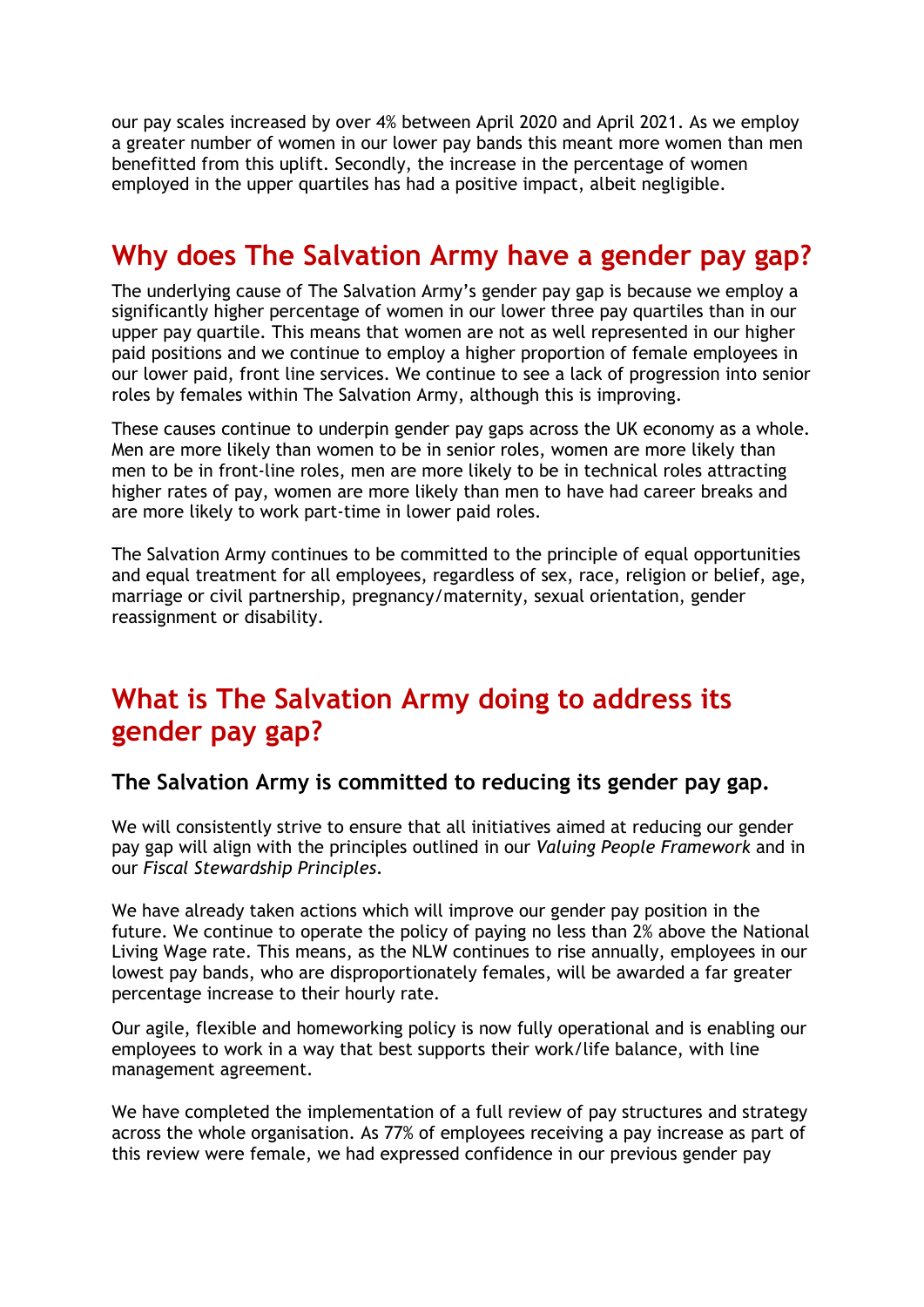our pay scales increased by over 4% between April 2020 and April 2021. As we employ a greater number of women in our lower pay bands this meant more women than men benefitted from this uplift. Secondly, the increase in the percentage of women employed in the upper quartiles has had a positive impact, albeit negligible.

## Why does The Salvation Army have a gender pay gap?

The underlying cause of The Salvation Army's gender pay gap is because we employ a significantly higher percentage of women in our lower three pay quartiles than in our upper pay quartile. This means that women are not as well represented in our higher paid positions and we continue to employ a higher proportion of female employees in our lower paid, front line services. We continue to see a lack of progression into senior roles by females within The Salvation Army, although this is improving.

These causes continue to underpin gender pay gaps across the UK economy as a whole. Men are more likely than women to be in senior roles, women are more likely than men to be in front-line roles, men are more likely to be in technical roles attracting higher rates of pay, women are more likely than men to have had career breaks and are more likely to work part-time in lower paid roles.

The Salvation Army continues to be committed to the principle of equal opportunities and equal treatment for all employees, regardless of sex, race, religion or belief, age, marriage or civil partnership, pregnancy/maternity, sexual orientation, gender reassignment or disability.

## What is The Salvation Army doing to address its gender pay gap?

### The Salvation Army is committed to reducing its gender pay gap.

We will consistently strive to ensure that all initiatives aimed at reducing our gender pay gap will align with the principles outlined in our *Valuing People Framework* and in our *Fiscal Stewardship Principles*.

We have already taken actions which will improve our gender pay position in the future. We continue to operate the policy of paying no less than 2% above the National Living Wage rate. This means, as the NLW continues to rise annually, employees in our lowest pay bands, who are disproportionately females, will be awarded a far greater percentage increase to their hourly rate.

Our agile, flexible and homeworking policy is now fully operational and is enabling our employees to work in a way that best supports their work/life balance, with line management agreement.

We have completed the implementation of a full review of pay structures and strategy across the whole organisation. As 77% of employees receiving a pay increase as part of this review were female, we had expressed confidence in our previous gender pay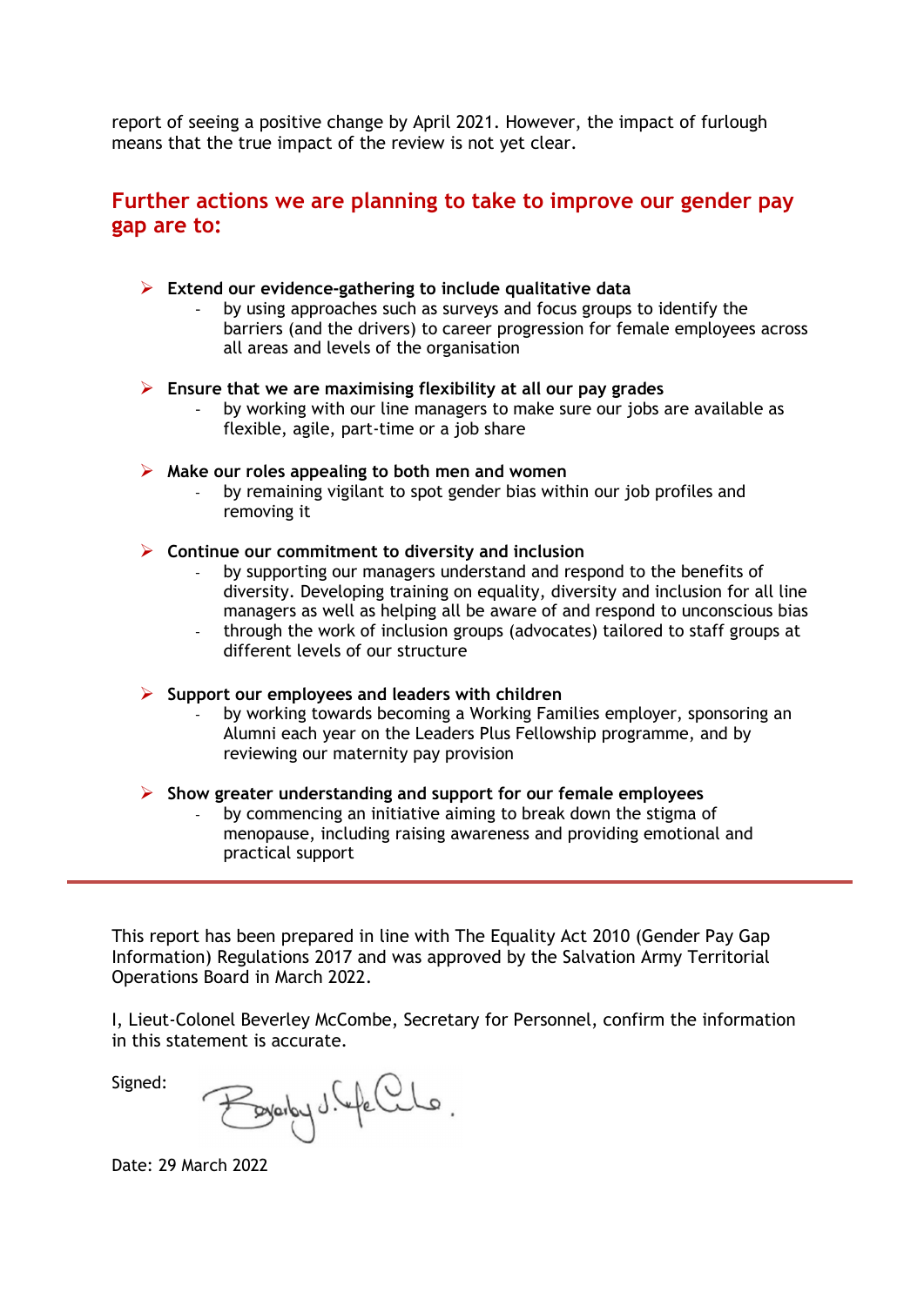report of seeing a positive change by April 2021. However, the impact of furlough means that the true impact of the review is not yet clear.

## Further actions we are planning to take to improve our gender pay gap are to:

- **Extend our evidence-gathering to include qualitative data**
  - by using approaches such as surveys and focus groups to identify the barriers (and the drivers) to career progression for female employees across all areas and levels of the organisation

- **Ensure that we are maximising flexibility at all our pay grades**
  - by working with our line managers to make sure our jobs are available as flexible, agile, part-time or a job share

- **Make our roles appealing to both men and women**
  - by remaining vigilant to spot gender bias within our job profiles and removing it

- **Continue our commitment to diversity and inclusion**
  - by supporting our managers understand and respond to the benefits of diversity. Developing training on equality, diversity and inclusion for all line managers as well as helping all be aware of and respond to unconscious bias
  - through the work of inclusion groups (advocates) tailored to staff groups at different levels of our structure

- **Support our employees and leaders with children**
  - by working towards becoming a Working Families employer, sponsoring an Alumni each year on the Leaders Plus Fellowship programme, and by reviewing our maternity pay provision

- **Show greater understanding and support for our female employees**
  - by commencing an initiative aiming to break down the stigma of menopause, including raising awareness and providing emotional and practical support

---

This report has been prepared in line with The Equality Act 2010 (Gender Pay Gap Information) Regulations 2017 and was approved by the Salvation Army Territorial Operations Board in March 2022.

I, Lieut-Colonel Beverley McCombe, Secretary for Personnel, confirm the information in this statement is accurate.

Signed:

Date: 29 March 2022